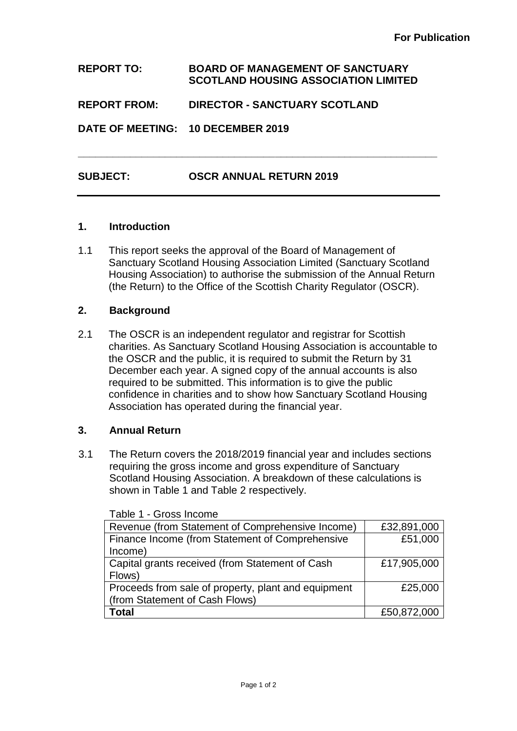**For Publication**

**REPORT TO:** **BOARD OF MANAGEMENT OF SANCTUARY SCOTLAND HOUSING ASSOCIATION LIMITED**

**REPORT FROM:** **DIRECTOR - SANCTUARY SCOTLAND**

**DATE OF MEETING:** **10 DECEMBER 2019**

---

**SUBJECT:** **OSCR ANNUAL RETURN 2019**

---

## 1. Introduction

1.1 This report seeks the approval of the Board of Management of Sanctuary Scotland Housing Association Limited (Sanctuary Scotland Housing Association) to authorise the submission of the Annual Return (the Return) to the Office of the Scottish Charity Regulator (OSCR).

## 2. Background

2.1 The OSCR is an independent regulator and registrar for Scottish charities. As Sanctuary Scotland Housing Association is accountable to the OSCR and the public, it is required to submit the Return by 31 December each year. A signed copy of the annual accounts is also required to be submitted. This information is to give the public confidence in charities and to show how Sanctuary Scotland Housing Association has operated during the financial year.

## 3. Annual Return

3.1 The Return covers the 2018/2019 financial year and includes sections requiring the gross income and gross expenditure of Sanctuary Scotland Housing Association. A breakdown of these calculations is shown in Table 1 and Table 2 respectively.

Table 1 - Gross Income

| | |
|---|---|
| Revenue (from Statement of Comprehensive Income) | £32,891,000 |
| Finance Income (from Statement of Comprehensive Income) | £51,000 |
| Capital grants received (from Statement of Cash Flows) | £17,905,000 |
| Proceeds from sale of property, plant and equipment (from Statement of Cash Flows) | £25,000 |
| **Total** | £50,872,000 |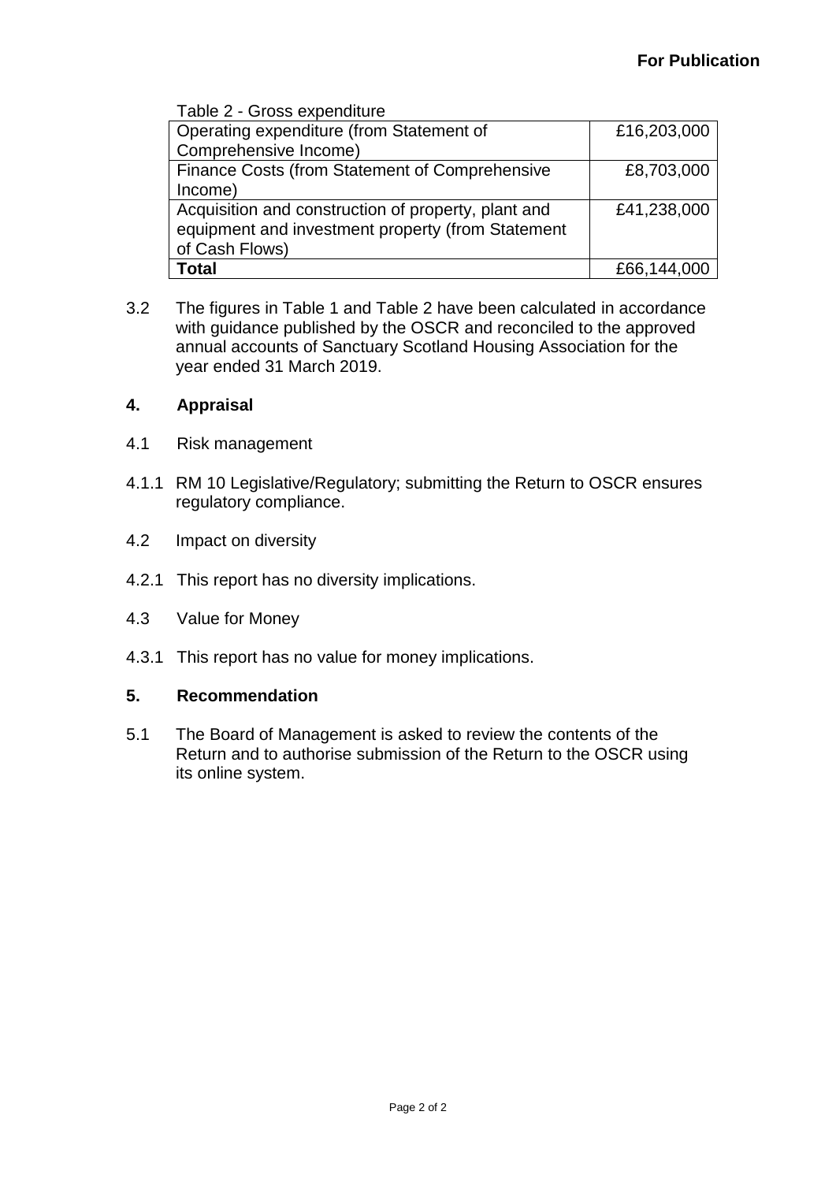**For Publication**

Table 2 - Gross expenditure

| | |
|---|---|
| Operating expenditure (from Statement of Comprehensive Income) | £16,203,000 |
| Finance Costs (from Statement of Comprehensive Income) | £8,703,000 |
| Acquisition and construction of property, plant and equipment and investment property (from Statement of Cash Flows) | £41,238,000 |
| **Total** | £66,144,000 |

3.2 The figures in Table 1 and Table 2 have been calculated in accordance with guidance published by the OSCR and reconciled to the approved annual accounts of Sanctuary Scotland Housing Association for the year ended 31 March 2019.

## 4. Appraisal

4.1 Risk management

4.1.1 RM 10 Legislative/Regulatory; submitting the Return to OSCR ensures regulatory compliance.

4.2 Impact on diversity

4.2.1 This report has no diversity implications.

4.3 Value for Money

4.3.1 This report has no value for money implications.

## 5. Recommendation

5.1 The Board of Management is asked to review the contents of the Return and to authorise submission of the Return to the OSCR using its online system.